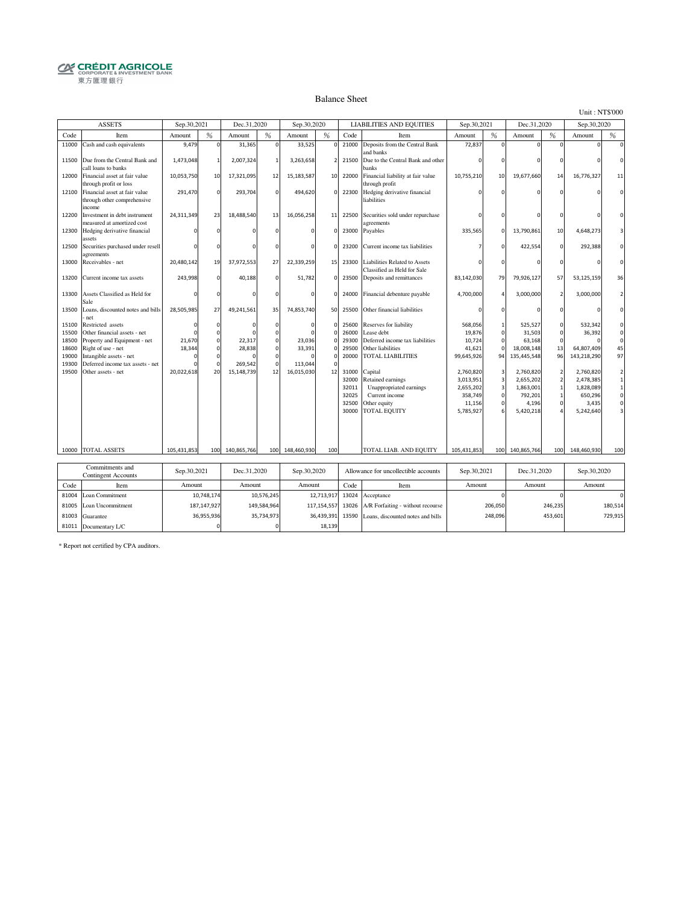CRÉDIT AGRICOLE
CORPORATE & INVESTMENT BANK
東方匯理銀行

# Balance Sheet

Unit : NT$'000

| ASSETS | | Sep.30,2021 | | Dec.31,2020 | | Sep.30,2020 | | LIABILITIES AND EQUITIES | | Sep.30,2021 | | Dec.31,2020 | | Sep.30,2020 | |
|---|---|---|---|---|---|---|---|---|---|---|---|---|---|---|---|
| Code | Item | Amount | % | Amount | % | Amount | % | Code | Item | Amount | % | Amount | % | Amount | % |
| 11000 | Cash and cash equivalents | 9,479 | 0 | 31,365 | 0 | 33,525 | 0 | 21000 | Deposits from the Central Bank and banks | 72,837 | 0 | 0 | 0 | 0 | 0 |
| 11500 | Due from the Central Bank and call loans to banks | 1,473,048 | 1 | 2,007,324 | 1 | 3,263,658 | 2 | 21500 | Due to the Central Bank and other banks | 0 | 0 | 0 | 0 | 0 | 0 |
| 12000 | Financial asset at fair value through profit or loss | 10,053,750 | 10 | 17,321,095 | 12 | 15,183,587 | 10 | 22000 | Financial liability at fair value through profit | 10,755,210 | 10 | 19,677,660 | 14 | 16,776,327 | 11 |
| 12100 | Financial asset at fair value through other comprehensive income | 291,470 | 0 | 293,704 | 0 | 494,620 | 0 | 22300 | Hedging derivative financial liabilities | 0 | 0 | 0 | 0 | 0 | 0 |
| 12200 | Investment in debt instrument measured at amortized cost | 24,311,349 | 23 | 18,488,540 | 13 | 16,056,258 | 11 | 22500 | Securities sold under repurchase agreements | 0 | 0 | 0 | 0 | 0 | 0 |
| 12300 | Hedging derivative financial assets | 0 | 0 | 0 | 0 | 0 | 0 | 23000 | Payables | 335,565 | 0 | 13,790,861 | 10 | 4,648,273 | 3 |
| 12500 | Securities purchased under resell agreements | 0 | 0 | 0 | 0 | 0 | 0 | 23200 | Current income tax liabilities | 7 | 0 | 422,554 | 0 | 292,388 | 0 |
| 13000 | Receivables - net | 20,480,142 | 19 | 37,972,553 | 27 | 22,339,259 | 15 | 23300 | Liabilities Related to Assets Classified as Held for Sale | 0 | 0 | 0 | 0 | 0 | 0 |
| 13200 | Current income tax assets | 243,998 | 0 | 40,188 | 0 | 51,782 | 0 | 23500 | Deposits and remittances | 83,142,030 | 79 | 79,926,127 | 57 | 53,125,159 | 36 |
| 13300 | Assets Classified as Held for Sale | 0 | 0 | 0 | 0 | 0 | 0 | 24000 | Financial debenture payable | 4,700,000 | 4 | 3,000,000 | 2 | 3,000,000 | 2 |
| 13500 | Loans, discounted notes and bills - net | 28,505,985 | 27 | 49,241,561 | 35 | 74,853,740 | 50 | 25500 | Other financial liabilities | 0 | 0 | 0 | 0 | 0 | 0 |
| 15100 | Restricted assets | 0 | 0 | 0 | 0 | 0 | 0 | 25600 | Reserves for liability | 568,056 | 1 | 525,527 | 0 | 532,342 | 0 |
| 15500 | Other financial assets - net | 0 | 0 | 0 | 0 | 0 | 0 | 26000 | Lease debt | 19,876 | 0 | 31,503 | 0 | 36,392 | 0 |
| 18500 | Property and Equipment - net | 21,670 | 0 | 22,317 | 0 | 23,036 | 0 | 29300 | Deferred income tax liabilities | 10,724 | 0 | 63,168 | 0 | 0 | 0 |
| 18600 | Right of use - net | 18,344 | 0 | 28,838 | 0 | 33,391 | 0 | 29500 | Other liabilities | 41,621 | 0 | 18,008,148 | 13 | 64,807,409 | 45 |
| 19000 | Intangible assets - net | 0 | 0 | 0 | 0 | 0 | 0 | 20000 | TOTAL LIABILITIES | 99,645,926 | 94 | 135,445,548 | 96 | 143,218,290 | 97 |
| 19300 | Deferred income tax assets - net | 0 | 0 | 269,542 | 0 | 113,044 | 0 | | | | | | | | |
| 19500 | Other assets - net | 20,022,618 | 20 | 15,148,739 | 12 | 16,015,030 | 12 | 31000 | Capital | 2,760,820 | 3 | 2,760,820 | 2 | 2,760,820 | 2 |
| | | | | | | | | 32000 | Retained earnings | 3,013,951 | 3 | 2,655,202 | 2 | 2,478,385 | 1 |
| | | | | | | | | 32011 | Unappropriated earnings | 2,655,202 | 3 | 1,863,001 | 1 | 1,828,089 | 1 |
| | | | | | | | | 32025 | Current income | 358,749 | 0 | 792,201 | 1 | 650,296 | 0 |
| | | | | | | | | 32500 | Other equity | 11,156 | 0 | 4,196 | 0 | 3,435 | 0 |
| | | | | | | | | 30000 | TOTAL EQUITY | 5,785,927 | 6 | 5,420,218 | 4 | 5,242,640 | 3 |
| 10000 | TOTAL ASSETS | 105,431,853 | 100 | 140,865,766 | 100 | 148,460,930 | 100 | | TOTAL LIAB. AND EQUITY | 105,431,853 | 100 | 140,865,766 | 100 | 148,460,930 | 100 |

| Commitments and Contingent Accounts | | Sep.30,2021 | Dec.31,2020 | Sep.30,2020 | Allowance for uncollectible accounts | | Sep.30,2021 | Dec.31,2020 | Sep.30,2020 |
|---|---|---|---|---|---|---|---|---|---|
| Code | Item | Amount | Amount | Amount | Code | Item | Amount | Amount | Amount |
| 81004 | Loan Commitment | 10,748,174 | 10,576,245 | 12,713,917 | 13024 | Acceptance | 0 | 0 | 0 |
| 81005 | Loan Uncommitment | 187,147,927 | 149,584,964 | 117,154,557 | 13026 | A/R Forfaiting - without recourse | 206,050 | 246,235 | 180,514 |
| 81003 | Guarantee | 36,955,936 | 35,734,973 | 36,439,391 | 13590 | Loans, discounted notes and bills | 248,096 | 453,601 | 729,915 |
| 81011 | Documentary L/C | 0 | 0 | 18,139 | | | | | |

* Report not certified by CPA auditors.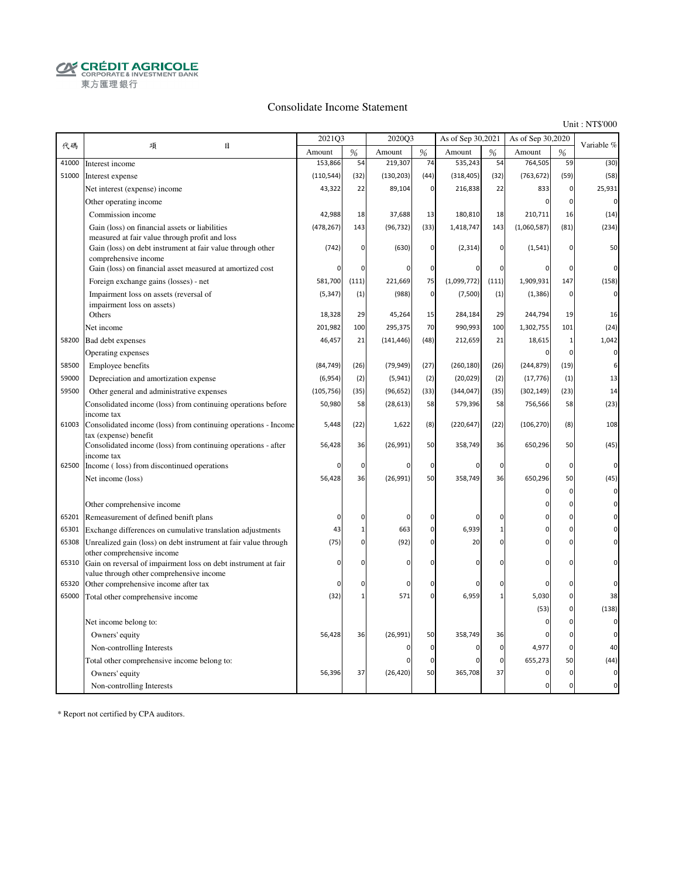CRÉDIT AGRICOLE CORPORATE & INVESTMENT BANK
東方匯理銀行

# Consolidate Income Statement

Unit : NT$'000

| 代碼 | 項 目 | 2021Q3 | | 2020Q3 | | As of Sep 30,2021 | | As of Sep 30,2020 | | Variable % |
|---|---|---|---|---|---|---|---|---|---|---|
| | | Amount | % | Amount | % | Amount | % | Amount | % | |
| 41000 | Interest income | 153,866 | 54 | 219,307 | 74 | 535,243 | 54 | 764,505 | 59 | (30) |
| 51000 | Interest expense | (110,544) | (32) | (130,203) | (44) | (318,405) | (32) | (763,672) | (59) | (58) |
| | Net interest (expense) income | 43,322 | 22 | 89,104 | 0 | 216,838 | 22 | 833 | 0 | 25,931 |
| | Other operating income | | | | | | | 0 | 0 | 0 |
| | Commission income | 42,988 | 18 | 37,688 | 13 | 180,810 | 18 | 210,711 | 16 | (14) |
| | Gain (loss) on financial assets or liabilities measured at fair value through profit and loss | (478,267) | 143 | (96,732) | (33) | 1,418,747 | 143 | (1,060,587) | (81) | (234) |
| | Gain (loss) on debt instrument at fair value through other comprehensive income | (742) | 0 | (630) | 0 | (2,314) | 0 | (1,541) | 0 | 50 |
| | Gain (loss) on financial asset measured at amortized cost | 0 | 0 | 0 | 0 | 0 | 0 | 0 | 0 | 0 |
| | Foreign exchange gains (losses) - net | 581,700 | (111) | 221,669 | 75 | (1,099,772) | (111) | 1,909,931 | 147 | (158) |
| | Impairment loss on assets (reversal of impairment loss on assets) | (5,347) | (1) | (988) | 0 | (7,500) | (1) | (1,386) | 0 | 0 |
| | Others | 18,328 | 29 | 45,264 | 15 | 284,184 | 29 | 244,794 | 19 | 16 |
| | Net income | 201,982 | 100 | 295,375 | 70 | 990,993 | 100 | 1,302,755 | 101 | (24) |
| 58200 | Bad debt expenses | 46,457 | 21 | (141,446) | (48) | 212,659 | 21 | 18,615 | 1 | 1,042 |
| | Operating expenses | | | | | | | 0 | 0 | 0 |
| 58500 | Employee benefits | (84,749) | (26) | (79,949) | (27) | (260,180) | (26) | (244,879) | (19) | 6 |
| 59000 | Depreciation and amortization expense | (6,954) | (2) | (5,941) | (2) | (20,029) | (2) | (17,776) | (1) | 13 |
| 59500 | Other general and administrative expenses | (105,756) | (35) | (96,652) | (33) | (344,047) | (35) | (302,149) | (23) | 14 |
| | Consolidated income (loss) from continuing operations before income tax | 50,980 | 58 | (28,613) | 58 | 579,396 | 58 | 756,566 | 58 | (23) |
| 61003 | Consolidated income (loss) from continuing operations - Income tax (expense) benefit | 5,448 | (22) | 1,622 | (8) | (220,647) | (22) | (106,270) | (8) | 108 |
| | Consolidated income (loss) from continuing operations - after income tax | 56,428 | 36 | (26,991) | 50 | 358,749 | 36 | 650,296 | 50 | (45) |
| 62500 | Income ( loss) from discontinued operations | 0 | 0 | 0 | 0 | 0 | 0 | 0 | 0 | 0 |
| | Net income (loss) | 56,428 | 36 | (26,991) | 50 | 358,749 | 36 | 650,296 | 50 | (45) |
| | | | | | | | | 0 | 0 | 0 |
| | Other comprehensive income | | | | | | | 0 | 0 | 0 |
| 65201 | Remeasurement of defined benift plans | 0 | 0 | 0 | 0 | 0 | 0 | 0 | 0 | 0 |
| 65301 | Exchange differences on cumulative translation adjustments | 43 | 1 | 663 | 0 | 6,939 | 1 | 0 | 0 | 0 |
| 65308 | Unrealized gain (loss) on debt instrument at fair value through other comprehensive income | (75) | 0 | (92) | 0 | 20 | 0 | 0 | 0 | 0 |
| 65310 | Gain on reversal of impairment loss on debt instrument at fair value through other comprehensive income | 0 | 0 | 0 | 0 | 0 | 0 | 0 | 0 | 0 |
| 65320 | Other comprehensive income after tax | 0 | 0 | 0 | 0 | 0 | 0 | 0 | 0 | 0 |
| 65000 | Total other comprehensive income | (32) | 1 | 571 | 0 | 6,959 | 1 | 5,030 | 0 | 38 |
| | | | | | | | | (53) | 0 | (138) |
| | Net income belong to: | | | | | | | 0 | 0 | 0 |
| | Owners' equity | 56,428 | 36 | (26,991) | 50 | 358,749 | 36 | 0 | 0 | 0 |
| | Non-controlling Interests | | | 0 | 0 | 0 | 0 | 4,977 | 0 | 40 |
| | Total other comprehensive income belong to: | | | 0 | 0 | 0 | 0 | 655,273 | 50 | (44) |
| | Owners' equity | 56,396 | 37 | (26,420) | 50 | 365,708 | 37 | 0 | 0 | 0 |
| | Non-controlling Interests | | | | | | | 0 | 0 | 0 |

\* Report not certified by CPA auditors.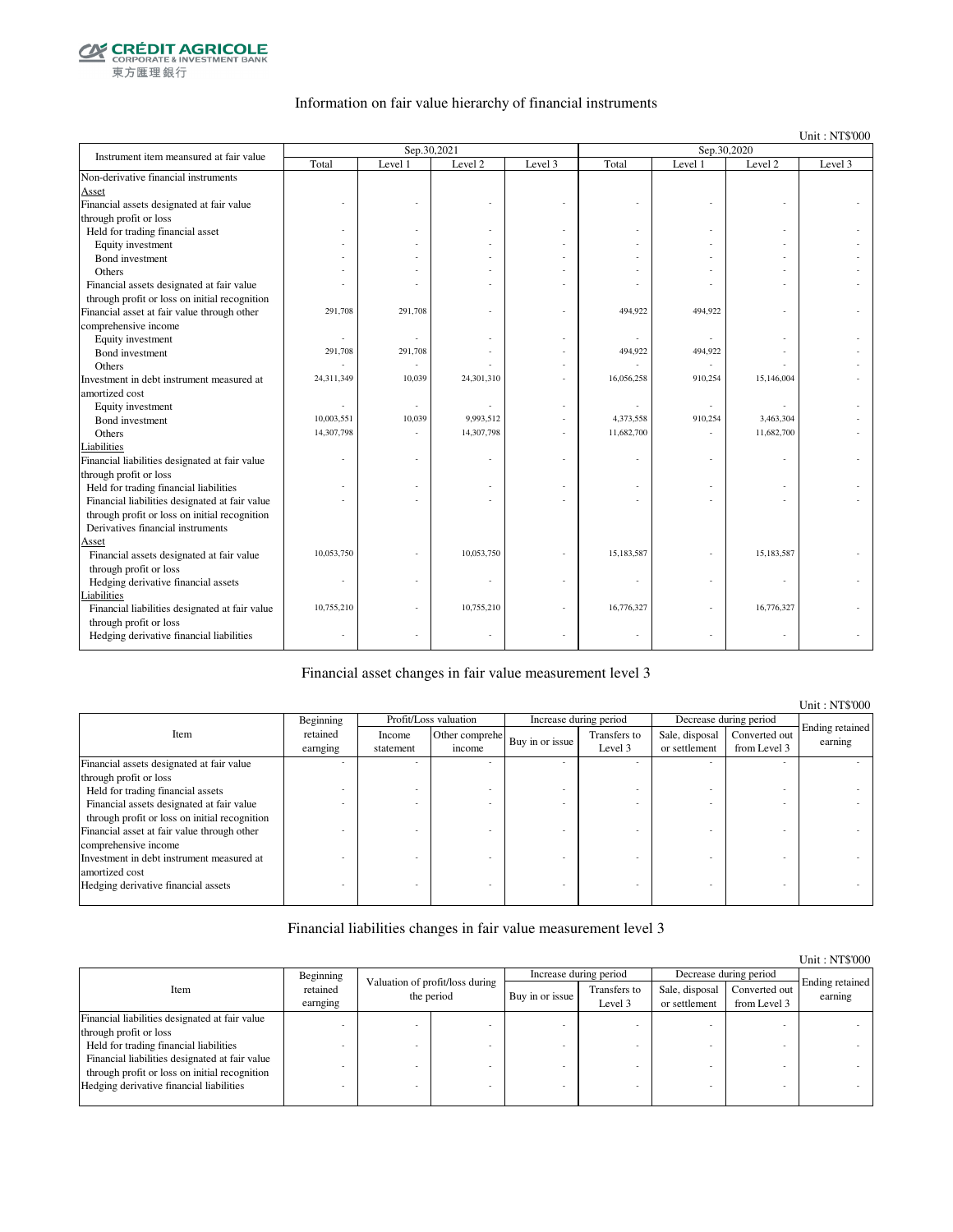CRÉDIT AGRICOLE
CORPORATE & INVESTMENT BANK
東方匯理銀行

## Information on fair value hierarchy of financial instruments

Unit : NT$'000

| Instrument item measured at fair value | Sep.30,2021 | | | | Sep.30,2020 | | | |
|---|---|---|---|---|---|---|---|---|
| | Total | Level 1 | Level 2 | Level 3 | Total | Level 1 | Level 2 | Level 3 |
| Non-derivative financial instruments | | | | | | | | |
| Asset | | | | | | | | |
| Financial assets designated at fair value through profit or loss | - | - | - | - | - | - | - | - |
| Held for trading financial asset | - | - | - | - | - | - | - | - |
| Equity investment | - | - | - | - | - | - | - | - |
| Bond investment | - | - | - | - | - | - | - | - |
| Others | - | - | - | - | - | - | - | - |
| Financial assets designated at fair value through profit or loss on initial recognition | - | - | - | - | - | - | - | - |
| Financial asset at fair value through other comprehensive income | 291,708 | 291,708 | - | - | 494,922 | 494,922 | - | - |
| Equity investment | - | - | - | - | - | - | - | - |
| Bond investment | 291,708 | 291,708 | - | - | 494,922 | 494,922 | - | - |
| Others | - | - | - | - | - | - | - | - |
| Investment in debt instrument measured at amortized cost | 24,311,349 | 10,039 | 24,301,310 | - | 16,056,258 | 910,254 | 15,146,004 | - |
| Equity investment | - | - | - | - | - | - | - | - |
| Bond investment | 10,003,551 | 10,039 | 9,993,512 | - | 4,373,558 | 910,254 | 3,463,304 | - |
| Others | 14,307,798 | - | 14,307,798 | - | 11,682,700 | - | 11,682,700 | - |
| Liabilities | | | | | | | | |
| Financial liabilities designated at fair value through profit or loss | - | - | - | - | - | - | - | - |
| Held for trading financial liabilities | - | - | - | - | - | - | - | - |
| Financial liabilities designated at fair value through profit or loss on initial recognition | - | - | - | - | - | - | - | - |
| Derivatives financial instruments | | | | | | | | |
| Asset | | | | | | | | |
| Financial assets designated at fair value through profit or loss | 10,053,750 | - | 10,053,750 | - | 15,183,587 | - | 15,183,587 | - |
| Hedging derivative financial assets | - | - | - | - | - | - | - | - |
| Liabilities | | | | | | | | |
| Financial liabilities designated at fair value through profit or loss | 10,755,210 | - | 10,755,210 | - | 16,776,327 | - | 16,776,327 | - |
| Hedging derivative financial liabilities | - | - | - | - | - | - | - | - |

## Financial asset changes in fair value measurement level 3

Unit : NT$'000

| Item | Beginning retained earnging | Profit/Loss valuation | | Increase during period | | Decrease during period | | Ending retained earning |
|---|---|---|---|---|---|---|---|---|
| | | Income statement | Other comprehe income | Buy in or issue | Transfers to Level 3 | Sale, disposal or settlement | Converted out from Level 3 | |
| Financial assets designated at fair value through profit or loss | - | - | - | - | - | - | - | - |
| Held for trading financial assets | - | - | - | - | - | - | - | - |
| Financial assets designated at fair value through profit or loss on initial recognition | - | - | - | - | - | - | - | - |
| Financial asset at fair value through other comprehensive income | - | - | - | - | - | - | - | - |
| Investment in debt instrument measured at amortized cost | - | - | - | - | - | - | - | - |
| Hedging derivative financial assets | - | - | - | - | - | - | - | - |

## Financial liabilities changes in fair value measurement level 3

Unit : NT$'000

| Item | Beginning retained earnging | Valuation of profit/loss during the period | | Increase during period | | Decrease during period | | Ending retained earning |
|---|---|---|---|---|---|---|---|---|
| | | | | Buy in or issue | Transfers to Level 3 | Sale, disposal or settlement | Converted out from Level 3 | |
| Financial liabilities designated at fair value through profit or loss | - | - | - | - | - | - | - | - |
| Held for trading financial liabilities | - | - | - | - | - | - | - | - |
| Financial liabilities designated at fair value through profit or loss on initial recognition | - | - | - | - | - | - | - | - |
| Hedging derivative financial liabilities | - | - | - | - | - | - | - | - |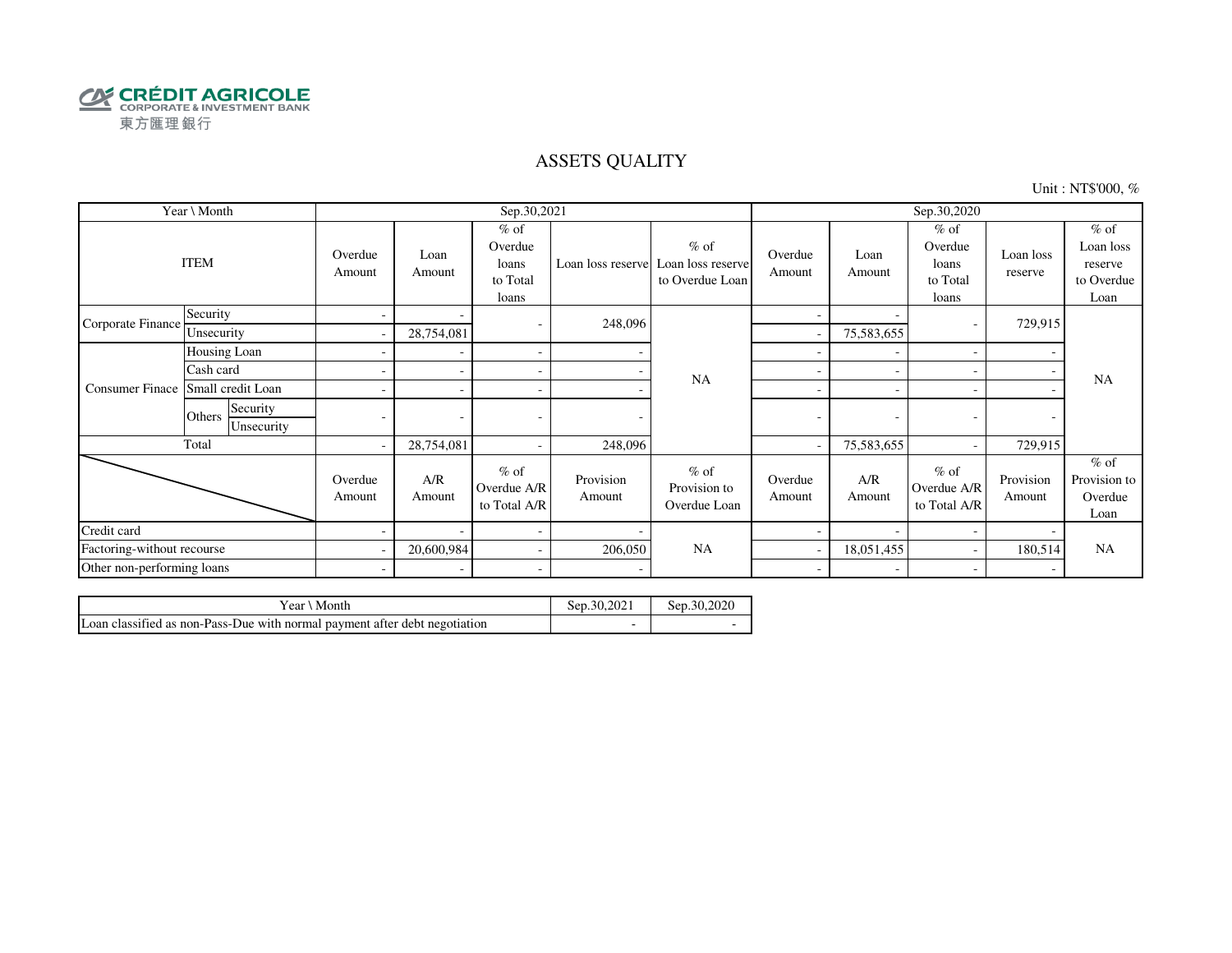CRÉDIT AGRICOLE
CORPORATE & INVESTMENT BANK
東方匯理銀行

# ASSETS QUALITY

Unit : NT$'000, %

| Year \ Month | | | Sep.30,2021 | | | | | Sep.30,2020 | | | | |
|---|---|---|---|---|---|---|---|---|---|---|---|---|
| ITEM | | | Overdue Amount | Loan Amount | % of Overdue loans to Total loans | Loan loss reserve | % of Loan loss reserve to Overdue Loan | Overdue Amount | Loan Amount | % of Overdue loans to Total loans | Loan loss reserve | % of Loan loss reserve to Overdue Loan |
| Corporate Finance | Security | | - | - | - | 248,096 | NA | - | - | - | 729,915 | NA |
| | Unsecurity | | - | 28,754,081 | | | | - | 75,583,655 | | | |
| Consumer Finace | Housing Loan | | - | - | - | - | | - | - | - | - | |
| | Cash card | | - | - | - | - | | - | - | - | - | |
| | Small credit Loan | | - | - | - | - | | - | - | - | - | |
| | Others | Security | - | - | - | - | | - | - | - | - | |
| | | Unsecurity | | | | | | | | | | |
| Total | | | - | 28,754,081 | - | 248,096 | | - | 75,583,655 | - | 729,915 | |
| | | | Overdue Amount | A/R Amount | % of Overdue A/R to Total A/R | Provision Amount | % of Provision to Overdue Loan | Overdue Amount | A/R Amount | % of Overdue A/R to Total A/R | Provision Amount | % of Provision to Overdue Loan |
| Credit card | | | - | - | - | - | NA | - | - | - | - | NA |
| Factoring-without recourse | | | - | 20,600,984 | - | 206,050 | | - | 18,051,455 | - | 180,514 | |
| Other non-performing loans | | | - | - | - | - | | - | - | - | - | |

| Year \ Month | Sep.30,2021 | Sep.30,2020 |
|---|---|---|
| Loan classified as non-Pass-Due with normal payment after debt negotiation | - | - |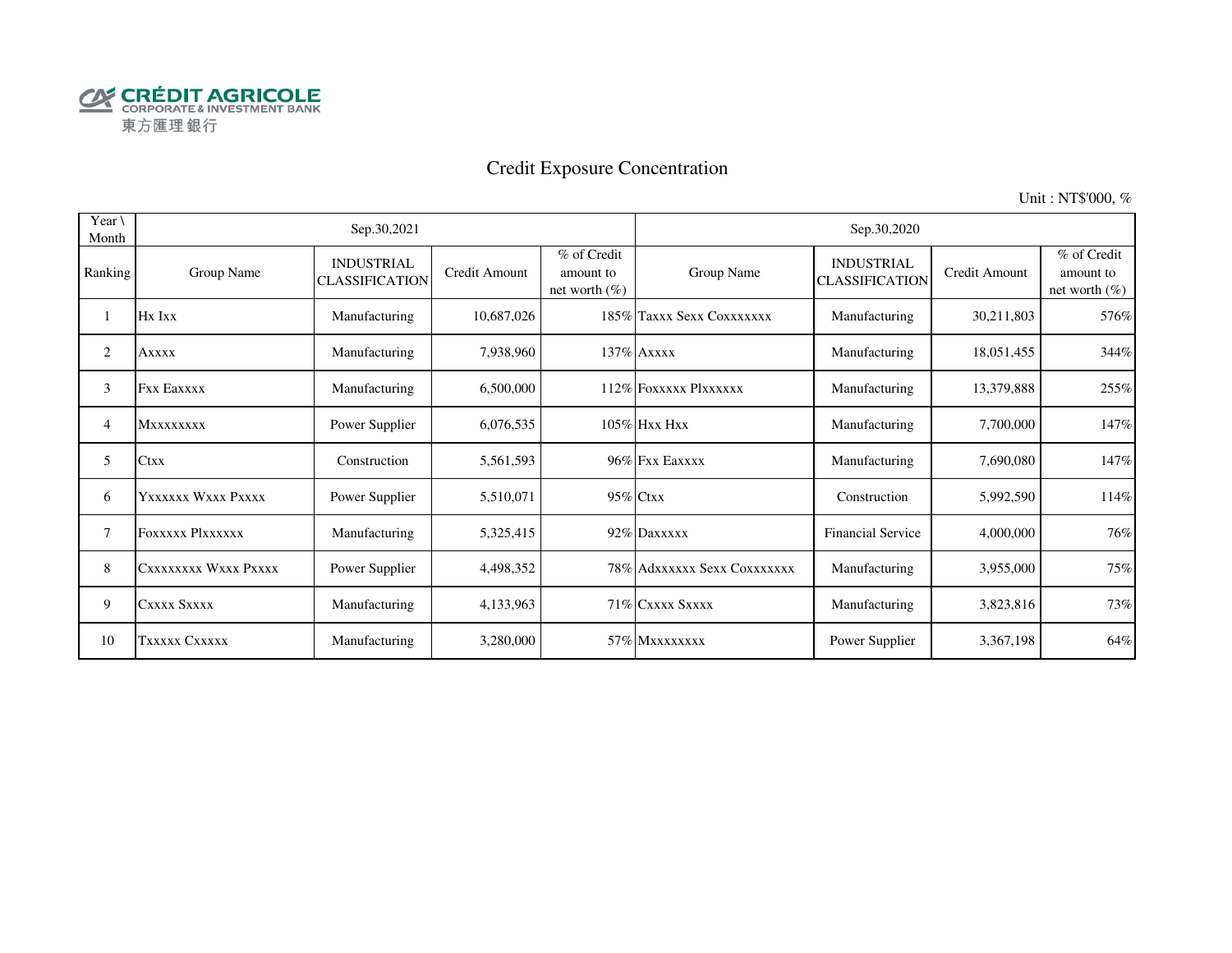CRÉDIT AGRICOLE
CORPORATE & INVESTMENT BANK
東方匯理銀行

# Credit Exposure Concentration

Unit : NT$'000, %

| Year \ Month | Sep.30,2021 | | | | Sep.30,2020 | | | |
|---|---|---|---|---|---|---|---|---|
| Ranking | Group Name | INDUSTRIAL CLASSIFICATION | Credit Amount | % of Credit amount to net worth (%) | Group Name | INDUSTRIAL CLASSIFICATION | Credit Amount | % of Credit amount to net worth (%) |
| 1 | Hx Ixx | Manufacturing | 10,687,026 | 185% | Taxxx Sexx Coxxxxxxx | Manufacturing | 30,211,803 | 576% |
| 2 | Axxxx | Manufacturing | 7,938,960 | 137% | Axxxx | Manufacturing | 18,051,455 | 344% |
| 3 | Fxx Eaxxxx | Manufacturing | 6,500,000 | 112% | Foxxxxx Plxxxxxx | Manufacturing | 13,379,888 | 255% |
| 4 | Mxxxxxxxx | Power Supplier | 6,076,535 | 105% | Hxx Hxx | Manufacturing | 7,700,000 | 147% |
| 5 | Ctxx | Construction | 5,561,593 | 96% | Fxx Eaxxxx | Manufacturing | 7,690,080 | 147% |
| 6 | Yxxxxxx Wxxx Pxxxx | Power Supplier | 5,510,071 | 95% | Ctxx | Construction | 5,992,590 | 114% |
| 7 | Foxxxxx Plxxxxxx | Manufacturing | 5,325,415 | 92% | Daxxxxx | Financial Service | 4,000,000 | 76% |
| 8 | Cxxxxxxxx Wxxx Pxxxx | Power Supplier | 4,498,352 | 78% | Adxxxxxx Sexx Coxxxxxxx | Manufacturing | 3,955,000 | 75% |
| 9 | Cxxxx Sxxxx | Manufacturing | 4,133,963 | 71% | Cxxxx Sxxxx | Manufacturing | 3,823,816 | 73% |
| 10 | Txxxxx Cxxxxx | Manufacturing | 3,280,000 | 57% | Mxxxxxxxx | Power Supplier | 3,367,198 | 64% |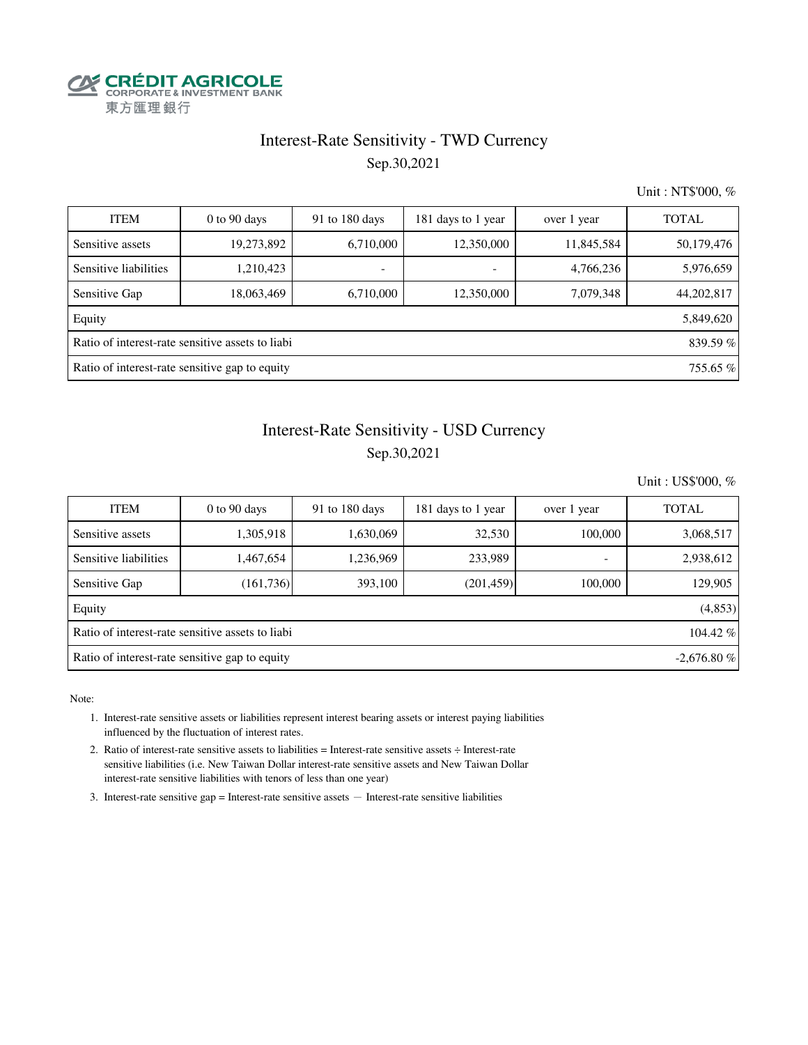CRÉDIT AGRICOLE
CORPORATE & INVESTMENT BANK
東方匯理銀行

# Interest-Rate Sensitivity - TWD Currency

Sep.30,2021

Unit : NT$'000, %

| ITEM | 0 to 90 days | 91 to 180 days | 181 days to 1 year | over 1 year | TOTAL |
|---|---|---|---|---|---|
| Sensitive assets | 19,273,892 | 6,710,000 | 12,350,000 | 11,845,584 | 50,179,476 |
| Sensitive liabilities | 1,210,423 | - | - | 4,766,236 | 5,976,659 |
| Sensitive Gap | 18,063,469 | 6,710,000 | 12,350,000 | 7,079,348 | 44,202,817 |
| Equity | | | | | 5,849,620 |
| Ratio of interest-rate sensitive assets to liabi | | | | | 839.59 % |
| Ratio of interest-rate sensitive gap to equity | | | | | 755.65 % |

# Interest-Rate Sensitivity - USD Currency

Sep.30,2021

Unit : US$'000, %

| ITEM | 0 to 90 days | 91 to 180 days | 181 days to 1 year | over 1 year | TOTAL |
|---|---|---|---|---|---|
| Sensitive assets | 1,305,918 | 1,630,069 | 32,530 | 100,000 | 3,068,517 |
| Sensitive liabilities | 1,467,654 | 1,236,969 | 233,989 | - | 2,938,612 |
| Sensitive Gap | (161,736) | 393,100 | (201,459) | 100,000 | 129,905 |
| Equity | | | | | (4,853) |
| Ratio of interest-rate sensitive assets to liabi | | | | | 104.42 % |
| Ratio of interest-rate sensitive gap to equity | | | | | -2,676.80 % |

Note:

1. Interest-rate sensitive assets or liabilities represent interest bearing assets or interest paying liabilities influenced by the fluctuation of interest rates.
2. Ratio of interest-rate sensitive assets to liabilities = Interest-rate sensitive assets ÷ Interest-rate sensitive liabilities (i.e. New Taiwan Dollar interest-rate sensitive assets and New Taiwan Dollar interest-rate sensitive liabilities with tenors of less than one year)
3. Interest-rate sensitive gap = Interest-rate sensitive assets － Interest-rate sensitive liabilities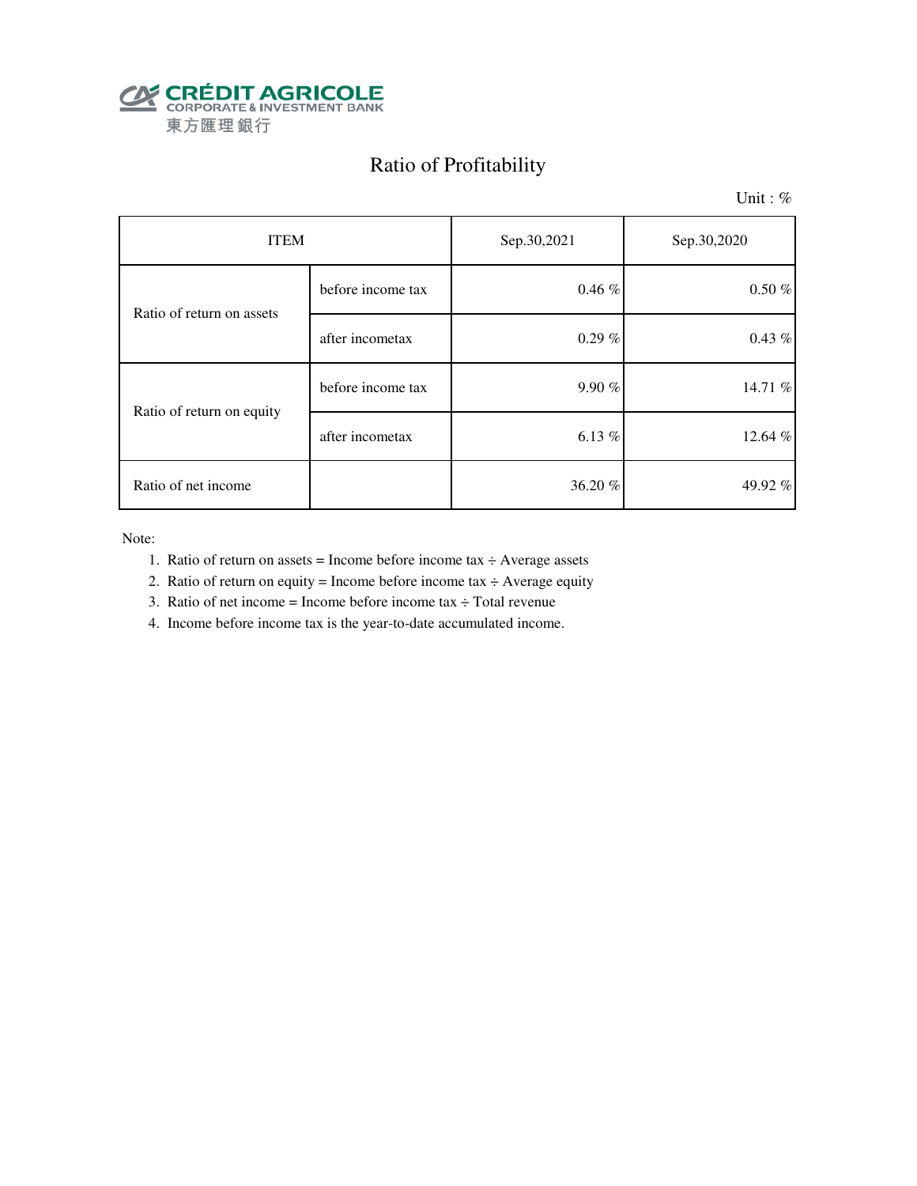CRÉDIT AGRICOLE
CORPORATE & INVESTMENT BANK
東方匯理銀行

# Ratio of Profitability

Unit : %

| ITEM | | Sep.30,2021 | Sep.30,2020 |
|---|---|---|---|
| Ratio of return on assets | before income tax | 0.46 % | 0.50 % |
| | after incometax | 0.29 % | 0.43 % |
| Ratio of return on equity | before income tax | 9.90 % | 14.71 % |
| | after incometax | 6.13 % | 12.64 % |
| Ratio of net income | | 36.20 % | 49.92 % |

Note:

1. Ratio of return on assets = Income before income tax ÷ Average assets
2. Ratio of return on equity = Income before income tax ÷ Average equity
3. Ratio of net income = Income before income tax ÷ Total revenue
4. Income before income tax is the year-to-date accumulated income.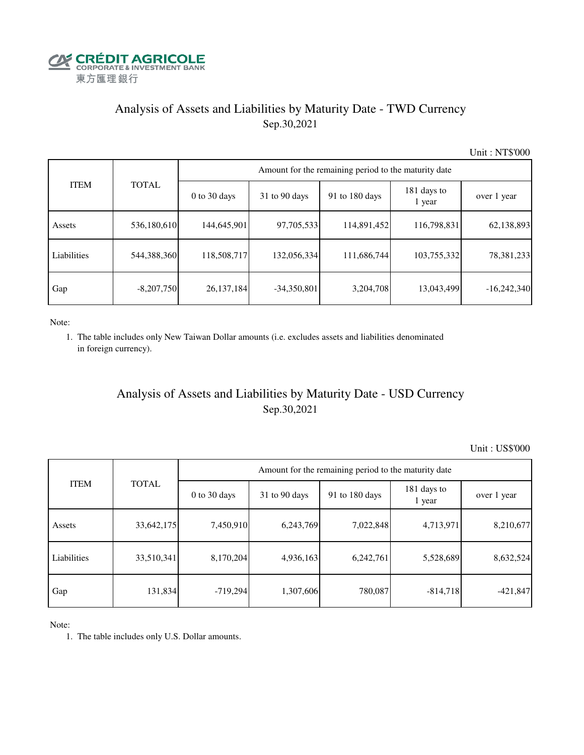CRÉDIT AGRICOLE
CORPORATE & INVESTMENT BANK
東方匯理銀行

## Analysis of Assets and Liabilities by Maturity Date - TWD Currency
Sep.30,2021

Unit : NT$'000

| ITEM | TOTAL | Amount for the remaining period to the maturity date | | | | |
|---|---|---|---|---|---|---|
| | | 0 to 30 days | 31 to 90 days | 91 to 180 days | 181 days to 1 year | over 1 year |
| Assets | 536,180,610 | 144,645,901 | 97,705,533 | 114,891,452 | 116,798,831 | 62,138,893 |
| Liabilities | 544,388,360 | 118,508,717 | 132,056,334 | 111,686,744 | 103,755,332 | 78,381,233 |
| Gap | -8,207,750 | 26,137,184 | -34,350,801 | 3,204,708 | 13,043,499 | -16,242,340 |

Note:

1. The table includes only New Taiwan Dollar amounts (i.e. excludes assets and liabilities denominated in foreign currency).

## Analysis of Assets and Liabilities by Maturity Date - USD Currency
Sep.30,2021

Unit : US$'000

| ITEM | TOTAL | Amount for the remaining period to the maturity date | | | | |
|---|---|---|---|---|---|---|
| | | 0 to 30 days | 31 to 90 days | 91 to 180 days | 181 days to 1 year | over 1 year |
| Assets | 33,642,175 | 7,450,910 | 6,243,769 | 7,022,848 | 4,713,971 | 8,210,677 |
| Liabilities | 33,510,341 | 8,170,204 | 4,936,163 | 6,242,761 | 5,528,689 | 8,632,524 |
| Gap | 131,834 | -719,294 | 1,307,606 | 780,087 | -814,718 | -421,847 |

Note:

1. The table includes only U.S. Dollar amounts.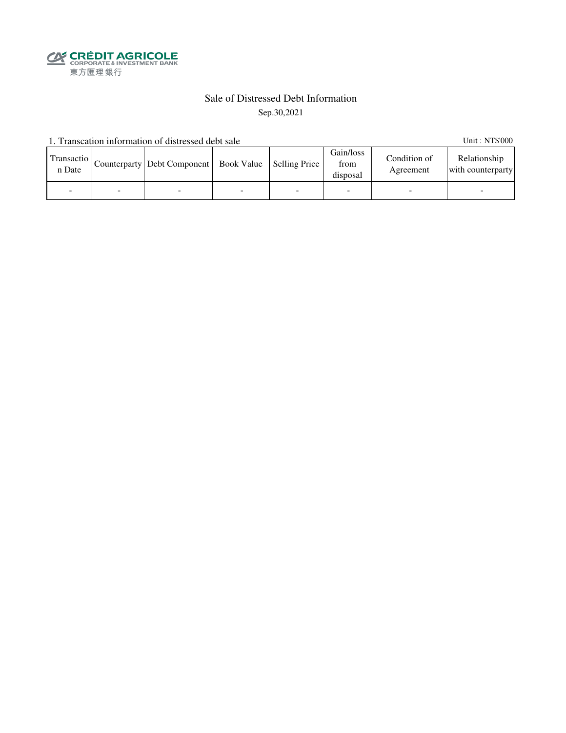CRÉDIT AGRICOLE
CORPORATE & INVESTMENT BANK
東方匯理銀行

# Sale of Distressed Debt Information

Sep.30,2021

1. Transcation information of distressed debt sale

Unit : NT$'000

| Transaction Date | Counterparty | Debt Component | Book Value | Selling Price | Gain/loss from disposal | Condition of Agreement | Relationship with counterparty |
|---|---|---|---|---|---|---|---|
| - | - | - | - | - | - | - | - |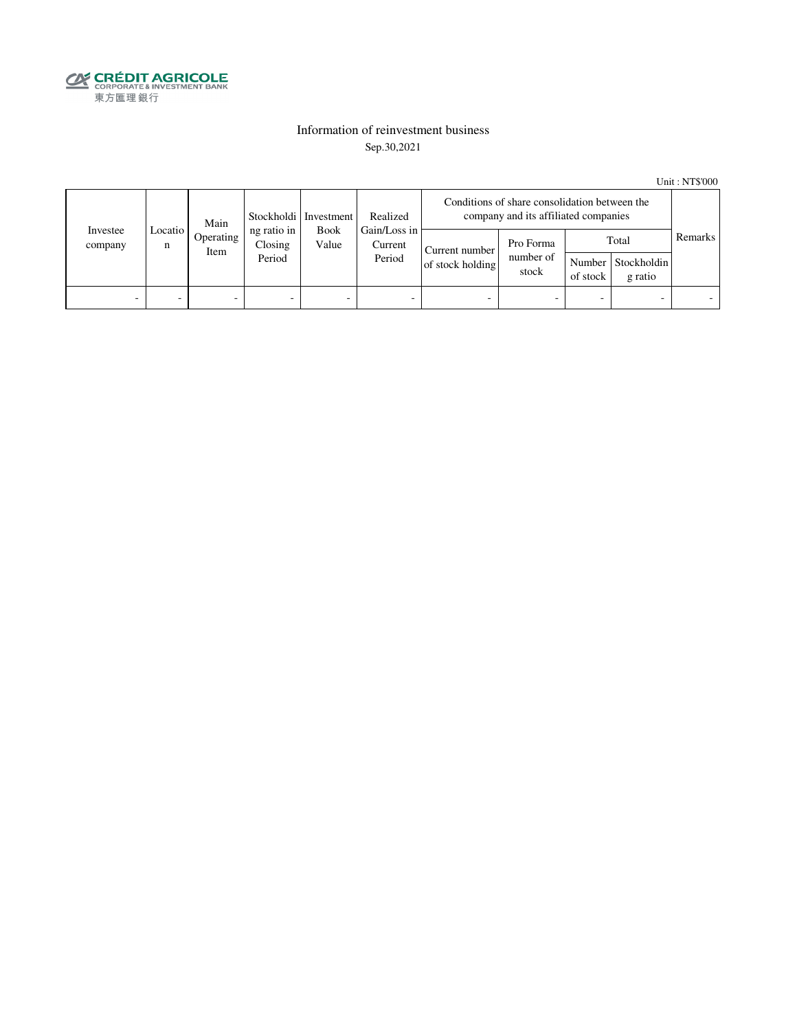CRÉDIT AGRICOLE
CORPORATE & INVESTMENT BANK
東方匯理銀行

## Information of reinvestment business

Sep.30,2021

Unit : NT$'000

| Investee company | Location | Main Operating Item | Stockholding ratio in Closing Period | Investment Book Value | Realized Gain/Loss in Current Period | Conditions of share consolidation between the company and its affiliated companies | | | | Remarks |
|---|---|---|---|---|---|---|---|---|---|---|
| | | | | | | Current number of stock holding | Pro Forma number of stock | Total | | |
| | | | | | | | | Number of stock | Stockholding ratio | |
| - | - | - | - | - | - | - | - | - | - | - |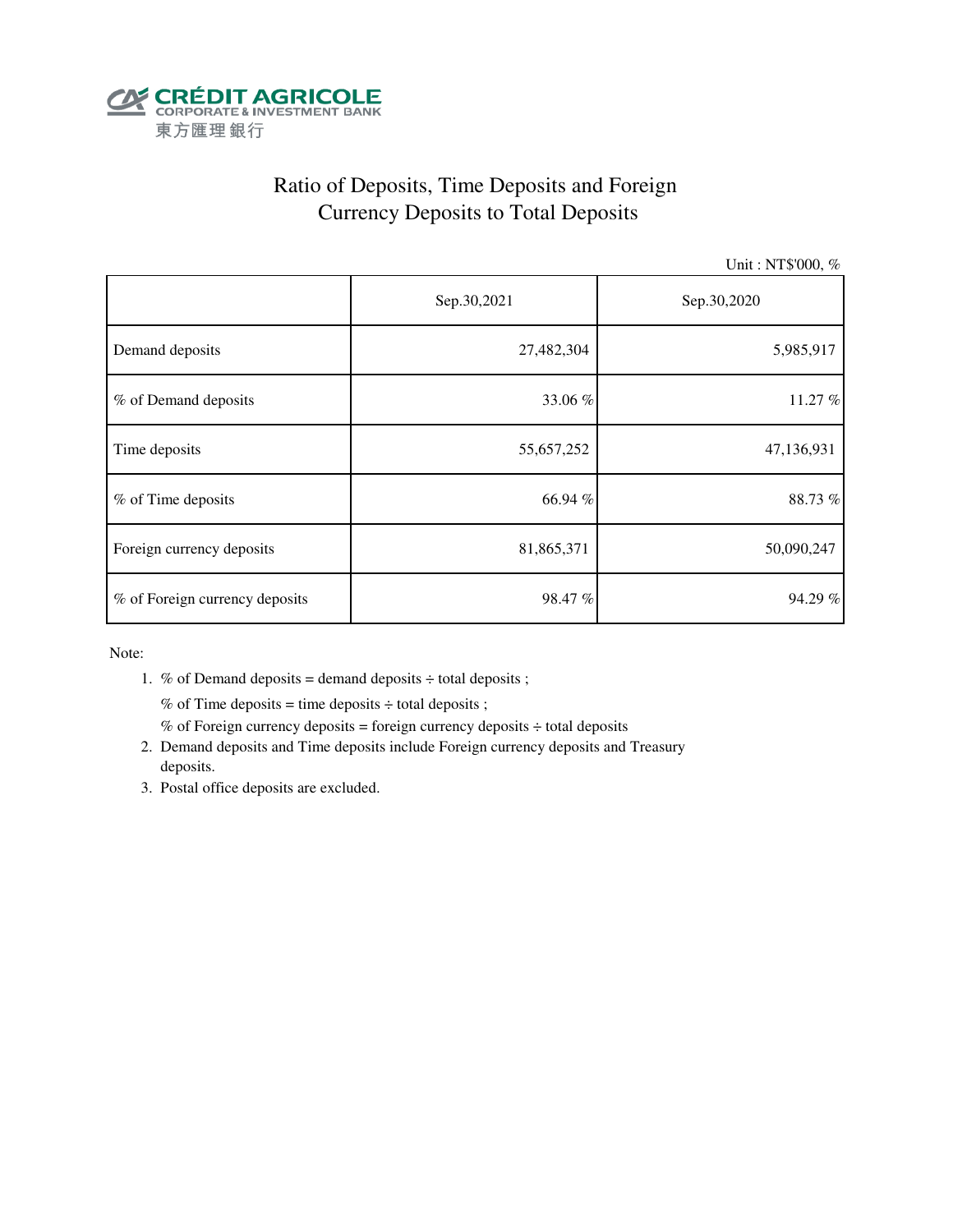CRÉDIT AGRICOLE
CORPORATE & INVESTMENT BANK
東方匯理銀行

# Ratio of Deposits, Time Deposits and Foreign Currency Deposits to Total Deposits

Unit : NT$'000, %

| | Sep.30,2021 | Sep.30,2020 |
|---|---|---|
| Demand deposits | 27,482,304 | 5,985,917 |
| % of Demand deposits | 33.06 % | 11.27 % |
| Time deposits | 55,657,252 | 47,136,931 |
| % of Time deposits | 66.94 % | 88.73 % |
| Foreign currency deposits | 81,865,371 | 50,090,247 |
| % of Foreign currency deposits | 98.47 % | 94.29 % |

Note:

1. % of Demand deposits = demand deposits ÷ total deposits ;
   % of Time deposits = time deposits ÷ total deposits ;
   % of Foreign currency deposits = foreign currency deposits ÷ total deposits
2. Demand deposits and Time deposits include Foreign currency deposits and Treasury deposits.
3. Postal office deposits are excluded.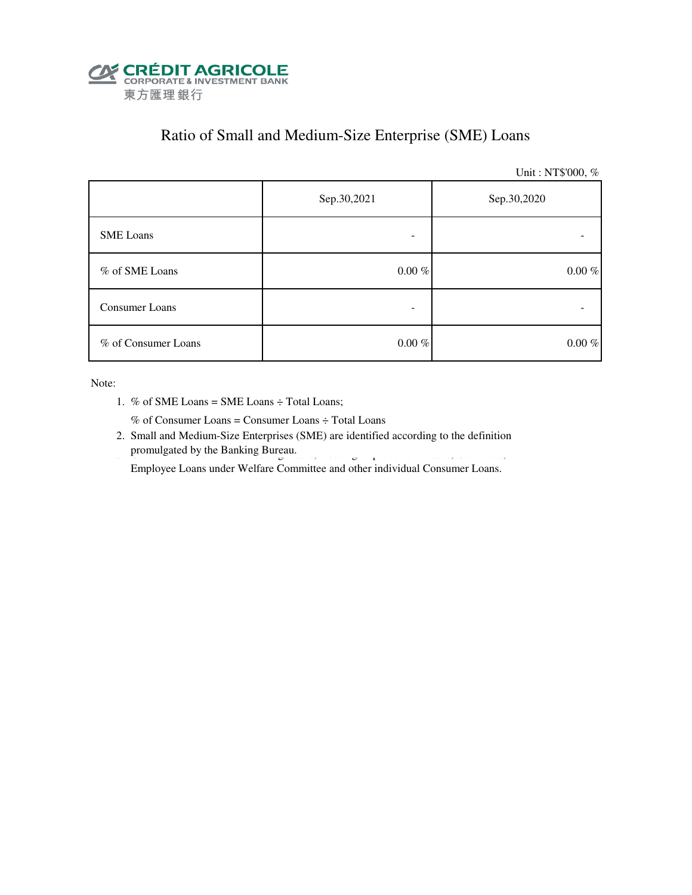CRÉDIT AGRICOLE
CORPORATE & INVESTMENT BANK
東方匯理銀行

# Ratio of Small and Medium-Size Enterprise (SME) Loans

Unit : NT$'000, %

| | Sep.30,2021 | Sep.30,2020 |
|---|---|---|
| SME Loans | - | - |
| % of SME Loans | 0.00 % | 0.00 % |
| Consumer Loans | - | - |
| % of Consumer Loans | 0.00 % | 0.00 % |

Note:

1. % of SME Loans = SME Loans ÷ Total Loans;

   % of Consumer Loans = Consumer Loans ÷ Total Loans
2. Small and Medium-Size Enterprises (SME) are identified according to the definition promulgated by the Banking Bureau.

   Employee Loans under Welfare Committee and other individual Consumer Loans.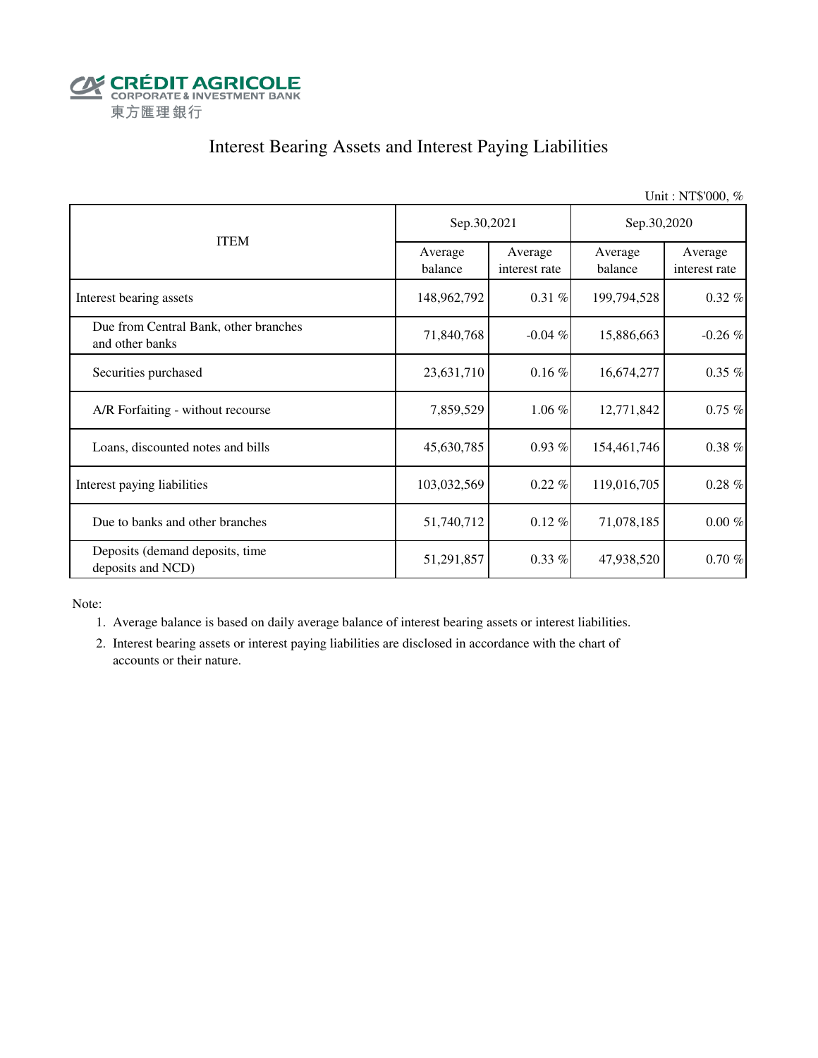CRÉDIT AGRICOLE
CORPORATE & INVESTMENT BANK
東方匯理銀行

# Interest Bearing Assets and Interest Paying Liabilities

Unit : NT$'000, %

| ITEM | Sep.30,2021 | | Sep.30,2020 | |
|---|---|---|---|---|
| | Average balance | Average interest rate | Average balance | Average interest rate |
| Interest bearing assets | 148,962,792 | 0.31 % | 199,794,528 | 0.32 % |
| Due from Central Bank, other branches and other banks | 71,840,768 | -0.04 % | 15,886,663 | -0.26 % |
| Securities purchased | 23,631,710 | 0.16 % | 16,674,277 | 0.35 % |
| A/R Forfaiting - without recourse | 7,859,529 | 1.06 % | 12,771,842 | 0.75 % |
| Loans, discounted notes and bills | 45,630,785 | 0.93 % | 154,461,746 | 0.38 % |
| Interest paying liabilities | 103,032,569 | 0.22 % | 119,016,705 | 0.28 % |
| Due to banks and other branches | 51,740,712 | 0.12 % | 71,078,185 | 0.00 % |
| Deposits (demand deposits, time deposits and NCD) | 51,291,857 | 0.33 % | 47,938,520 | 0.70 % |

Note:

1. Average balance is based on daily average balance of interest bearing assets or interest liabilities.
2. Interest bearing assets or interest paying liabilities are disclosed in accordance with the chart of accounts or their nature.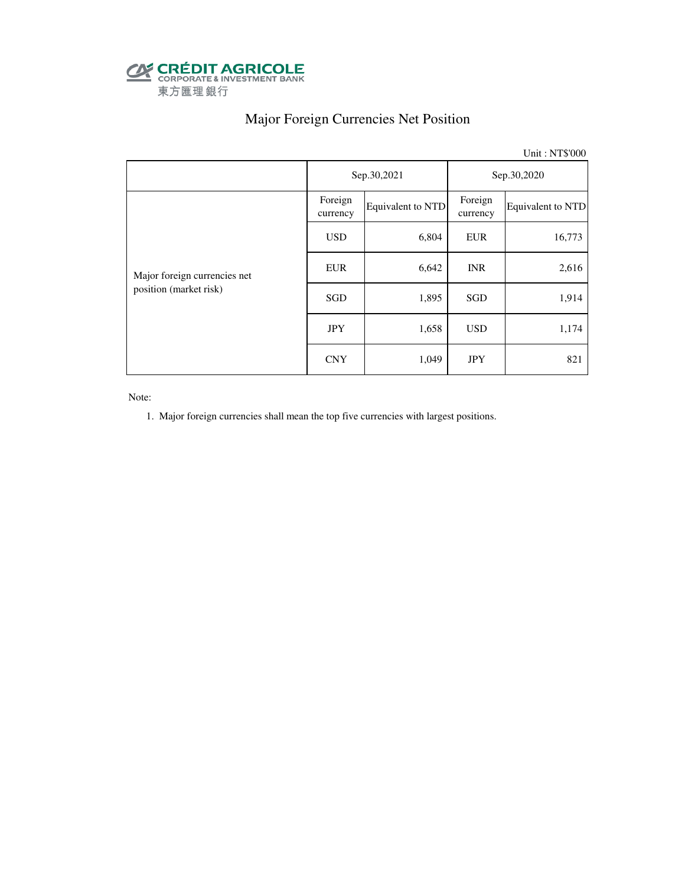CRÉDIT AGRICOLE
CORPORATE & INVESTMENT BANK
東方匯理銀行

# Major Foreign Currencies Net Position

Unit : NT$'000

| | Sep.30,2021 | | Sep.30,2020 | |
|---|---|---|---|---|
| | Foreign currency | Equivalent to NTD | Foreign currency | Equivalent to NTD |
| Major foreign currencies net position (market risk) | USD | 6,804 | EUR | 16,773 |
| | EUR | 6,642 | INR | 2,616 |
| | SGD | 1,895 | SGD | 1,914 |
| | JPY | 1,658 | USD | 1,174 |
| | CNY | 1,049 | JPY | 821 |

Note:

1. Major foreign currencies shall mean the top five currencies with largest positions.